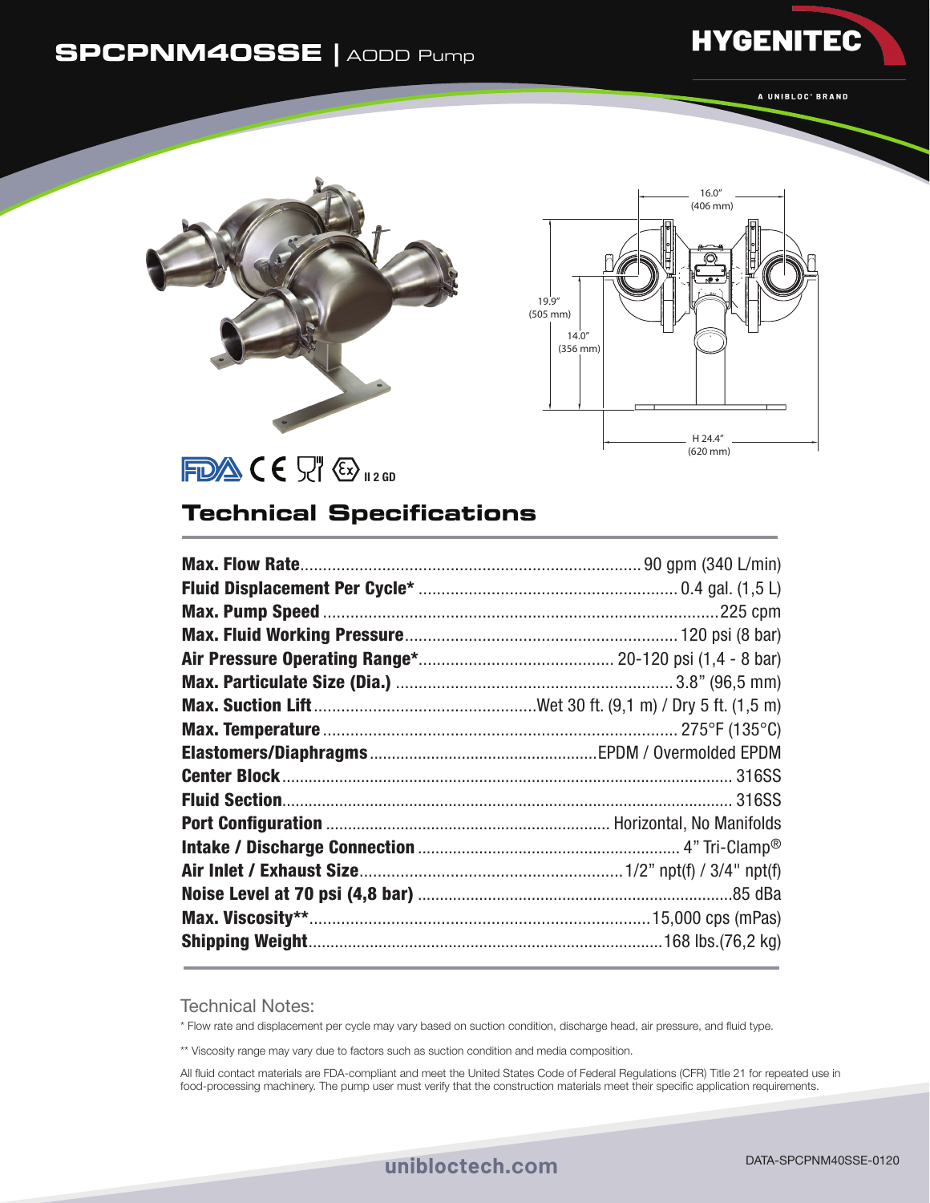# SPCPNM40SSE | AODD Pump

HYGENITEC

A UNIBLOC® BRAND

16.0" (406 mm)

19.9" (505 mm)

14.0" (356 mm)

H 24.4" (620 mm)

II 2 GD

## Technical Specifications

| | |
|---|---|
| **Max. Flow Rate** | 90 gpm (340 L/min) |
| **Fluid Displacement Per Cycle*** | 0.4 gal. (1,5 L) |
| **Max. Pump Speed** | 225 cpm |
| **Max. Fluid Working Pressure** | 120 psi (8 bar) |
| **Air Pressure Operating Range*** | 20-120 psi (1,4 - 8 bar) |
| **Max. Particulate Size (Dia.)** | 3.8" (96,5 mm) |
| **Max. Suction Lift** | Wet 30 ft. (9,1 m) / Dry 5 ft. (1,5 m) |
| **Max. Temperature** | 275°F (135°C) |
| **Elastomers/Diaphragms** | EPDM / Overmolded EPDM |
| **Center Block** | 316SS |
| **Fluid Section** | 316SS |
| **Port Configuration** | Horizontal, No Manifolds |
| **Intake / Discharge Connection** | 4" Tri-Clamp® |
| **Air Inlet / Exhaust Size** | 1/2" npt(f) / 3/4" npt(f) |
| **Noise Level at 70 psi (4,8 bar)** | 85 dBa |
| **Max. Viscosity**** | 15,000 cps (mPas) |
| **Shipping Weight** | 168 lbs.(76,2 kg) |

### Technical Notes:

* Flow rate and displacement per cycle may vary based on suction condition, discharge head, air pressure, and fluid type.

** Viscosity range may vary due to factors such as suction condition and media composition.

All fluid contact materials are FDA-compliant and meet the United States Code of Federal Regulations (CFR) Title 21 for repeated use in food-processing machinery. The pump user must verify that the construction materials meet their specific application requirements.

unibloctech.com

DATA-SPCPNM40SSE-0120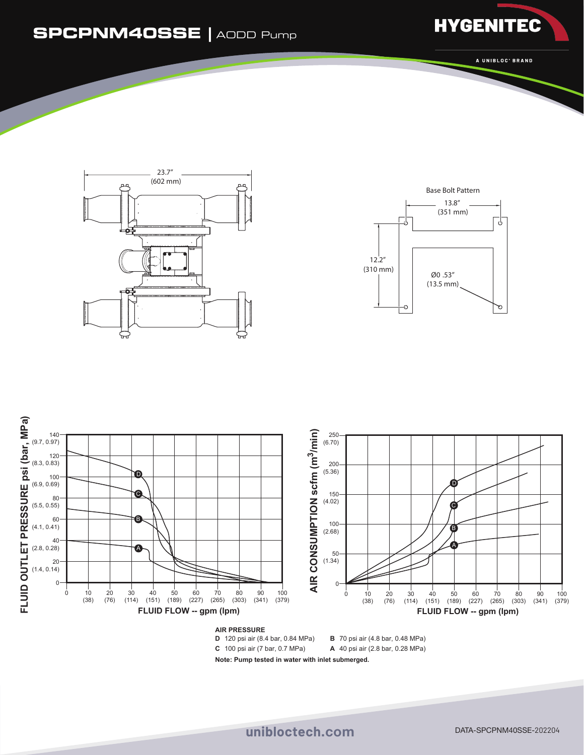# SPCPNM40SSE | AODD Pump

HYGENITEC

A UNIBLOC® BRAND

23.7″
(602 mm)

Base Bolt Pattern

13.8″
(351 mm)

12.2″
(310 mm)

Ø0 .53″
(13.5 mm)

FLUID OUTLET PRESSURE psi (bar, MPa)

140 (9.7, 0.97)
120 (8.3, 0.83)
100 (6.9, 0.69)
80 (5.5, 0.55)
60 (4.1, 0.41)
40 (2.8, 0.28)
20 (1.4, 0.14)
0

0, 10 (38), 20 (76), 30 (114), 40 (151), 50 (189), 60 (227), 70 (265), 80 (303), 90 (341), 100 (379)

FLUID FLOW -- gpm (lpm)

D C B A

AIR CONSUMPTION scfm ($m^3$/min)

250 (6.70)
200 (5.36)
150 (4.02)
100 (2.68)
50 (1.34)
0

0, 10 (38), 20 (76), 30 (114), 40 (151), 50 (189), 60 (227), 70 (265), 80 (303), 90 (341), 100 (379)

FLUID FLOW -- gpm (lpm)

D C B A

**AIR PRESSURE**

**D** 120 psi air (8.4 bar, 0.84 MPa)
**C** 100 psi air (7 bar, 0.7 MPa)
**B** 70 psi air (4.8 bar, 0.48 MPa)
**A** 40 psi air (2.8 bar, 0.28 MPa)

**Note: Pump tested in water with inlet submerged.**

unibloctech.com

DATA-SPCPNM40SSE-202204